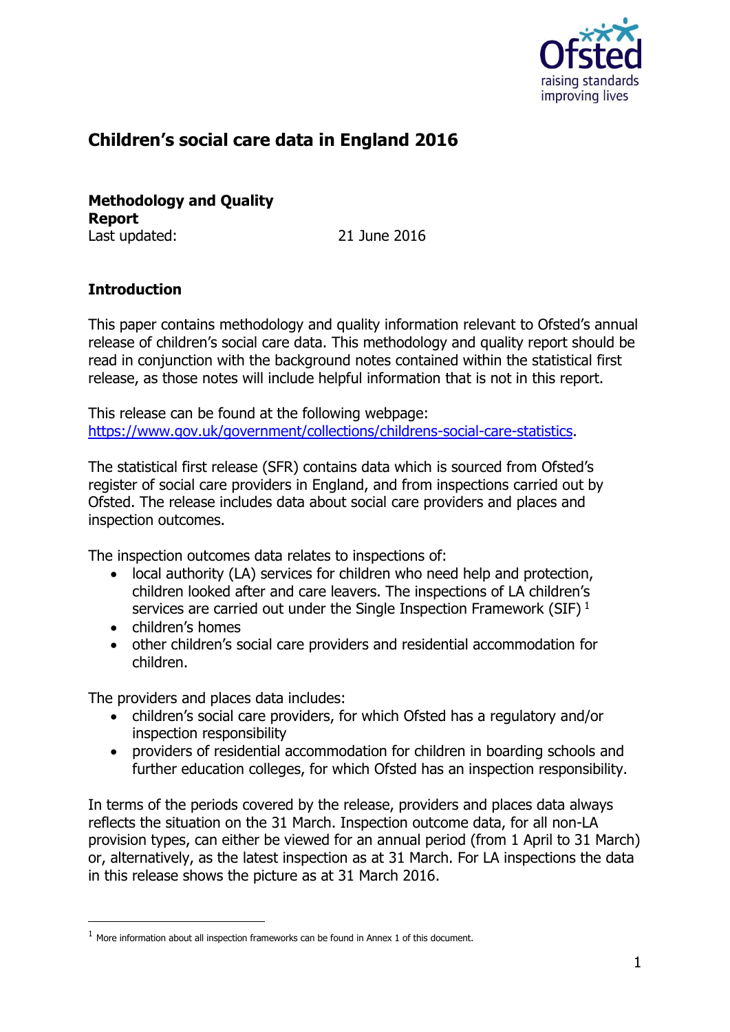# Children's social care data in England 2016

**Methodology and Quality Report**
Last updated: 21 June 2016

## Introduction

This paper contains methodology and quality information relevant to Ofsted's annual release of children's social care data. This methodology and quality report should be read in conjunction with the background notes contained within the statistical first release, as those notes will include helpful information that is not in this report.

This release can be found at the following webpage: https://www.gov.uk/government/collections/childrens-social-care-statistics.

The statistical first release (SFR) contains data which is sourced from Ofsted's register of social care providers in England, and from inspections carried out by Ofsted. The release includes data about social care providers and places and inspection outcomes.

The inspection outcomes data relates to inspections of:

- local authority (LA) services for children who need help and protection, children looked after and care leavers. The inspections of LA children's services are carried out under the Single Inspection Framework (SIF) [1]
- children's homes
- other children's social care providers and residential accommodation for children.

The providers and places data includes:

- children's social care providers, for which Ofsted has a regulatory and/or inspection responsibility
- providers of residential accommodation for children in boarding schools and further education colleges, for which Ofsted has an inspection responsibility.

In terms of the periods covered by the release, providers and places data always reflects the situation on the 31 March. Inspection outcome data, for all non-LA provision types, can either be viewed for an annual period (from 1 April to 31 March) or, alternatively, as the latest inspection as at 31 March. For LA inspections the data in this release shows the picture as at 31 March 2016.

[1] More information about all inspection frameworks can be found in Annex 1 of this document.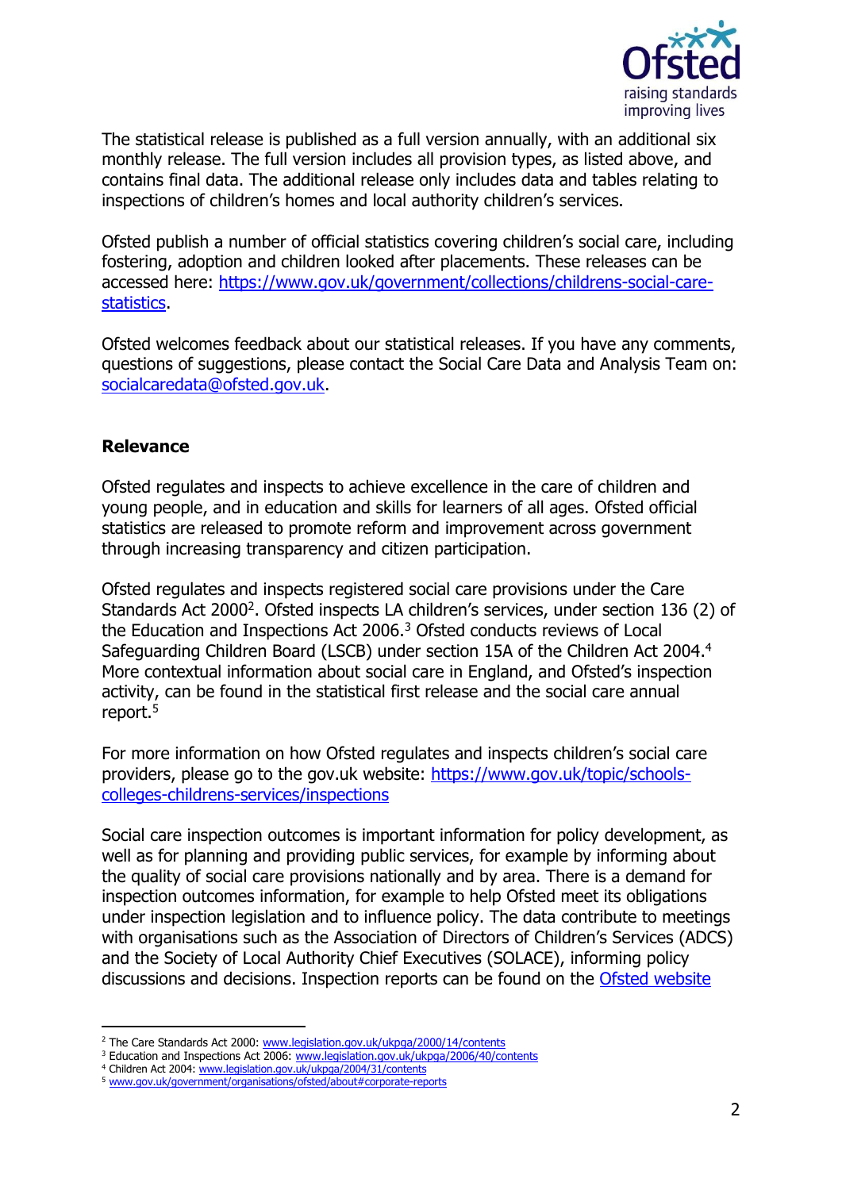The statistical release is published as a full version annually, with an additional six monthly release. The full version includes all provision types, as listed above, and contains final data. The additional release only includes data and tables relating to inspections of children's homes and local authority children's services.

Ofsted publish a number of official statistics covering children's social care, including fostering, adoption and children looked after placements. These releases can be accessed here: https://www.gov.uk/government/collections/childrens-social-care-statistics.

Ofsted welcomes feedback about our statistical releases. If you have any comments, questions of suggestions, please contact the Social Care Data and Analysis Team on: socialcaredata@ofsted.gov.uk.

**Relevance**

Ofsted regulates and inspects to achieve excellence in the care of children and young people, and in education and skills for learners of all ages. Ofsted official statistics are released to promote reform and improvement across government through increasing transparency and citizen participation.

Ofsted regulates and inspects registered social care provisions under the Care Standards Act 2000[2]. Ofsted inspects LA children's services, under section 136 (2) of the Education and Inspections Act 2006.[3] Ofsted conducts reviews of Local Safeguarding Children Board (LSCB) under section 15A of the Children Act 2004.[4] More contextual information about social care in England, and Ofsted's inspection activity, can be found in the statistical first release and the social care annual report.[5]

For more information on how Ofsted regulates and inspects children's social care providers, please go to the gov.uk website: https://www.gov.uk/topic/schools-colleges-childrens-services/inspections

Social care inspection outcomes is important information for policy development, as well as for planning and providing public services, for example by informing about the quality of social care provisions nationally and by area. There is a demand for inspection outcomes information, for example to help Ofsted meet its obligations under inspection legislation and to influence policy. The data contribute to meetings with organisations such as the Association of Directors of Children's Services (ADCS) and the Society of Local Authority Chief Executives (SOLACE), informing policy discussions and decisions. Inspection reports can be found on the Ofsted website

[2] The Care Standards Act 2000: www.legislation.gov.uk/ukpga/2000/14/contents
[3] Education and Inspections Act 2006: www.legislation.gov.uk/ukpga/2006/40/contents
[4] Children Act 2004: www.legislation.gov.uk/ukpga/2004/31/contents
[5] www.gov.uk/government/organisations/ofsted/about#corporate-reports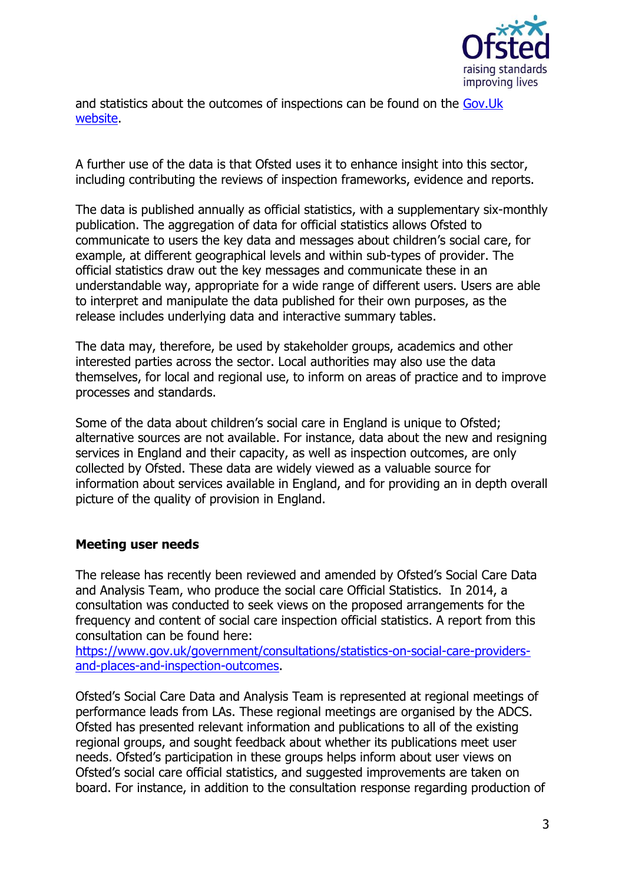and statistics about the outcomes of inspections can be found on the [Gov.Uk website](#).

A further use of the data is that Ofsted uses it to enhance insight into this sector, including contributing the reviews of inspection frameworks, evidence and reports.

The data is published annually as official statistics, with a supplementary six-monthly publication. The aggregation of data for official statistics allows Ofsted to communicate to users the key data and messages about children's social care, for example, at different geographical levels and within sub-types of provider. The official statistics draw out the key messages and communicate these in an understandable way, appropriate for a wide range of different users. Users are able to interpret and manipulate the data published for their own purposes, as the release includes underlying data and interactive summary tables.

The data may, therefore, be used by stakeholder groups, academics and other interested parties across the sector. Local authorities may also use the data themselves, for local and regional use, to inform on areas of practice and to improve processes and standards.

Some of the data about children's social care in England is unique to Ofsted; alternative sources are not available. For instance, data about the new and resigning services in England and their capacity, as well as inspection outcomes, are only collected by Ofsted. These data are widely viewed as a valuable source for information about services available in England, and for providing an in depth overall picture of the quality of provision in England.

**Meeting user needs**

The release has recently been reviewed and amended by Ofsted's Social Care Data and Analysis Team, who produce the social care Official Statistics. In 2014, a consultation was conducted to seek views on the proposed arrangements for the frequency and content of social care inspection official statistics. A report from this consultation can be found here: [https://www.gov.uk/government/consultations/statistics-on-social-care-providers-and-places-and-inspection-outcomes](https://www.gov.uk/government/consultations/statistics-on-social-care-providers-and-places-and-inspection-outcomes).

Ofsted's Social Care Data and Analysis Team is represented at regional meetings of performance leads from LAs. These regional meetings are organised by the ADCS. Ofsted has presented relevant information and publications to all of the existing regional groups, and sought feedback about whether its publications meet user needs. Ofsted's participation in these groups helps inform about user views on Ofsted's social care official statistics, and suggested improvements are taken on board. For instance, in addition to the consultation response regarding production of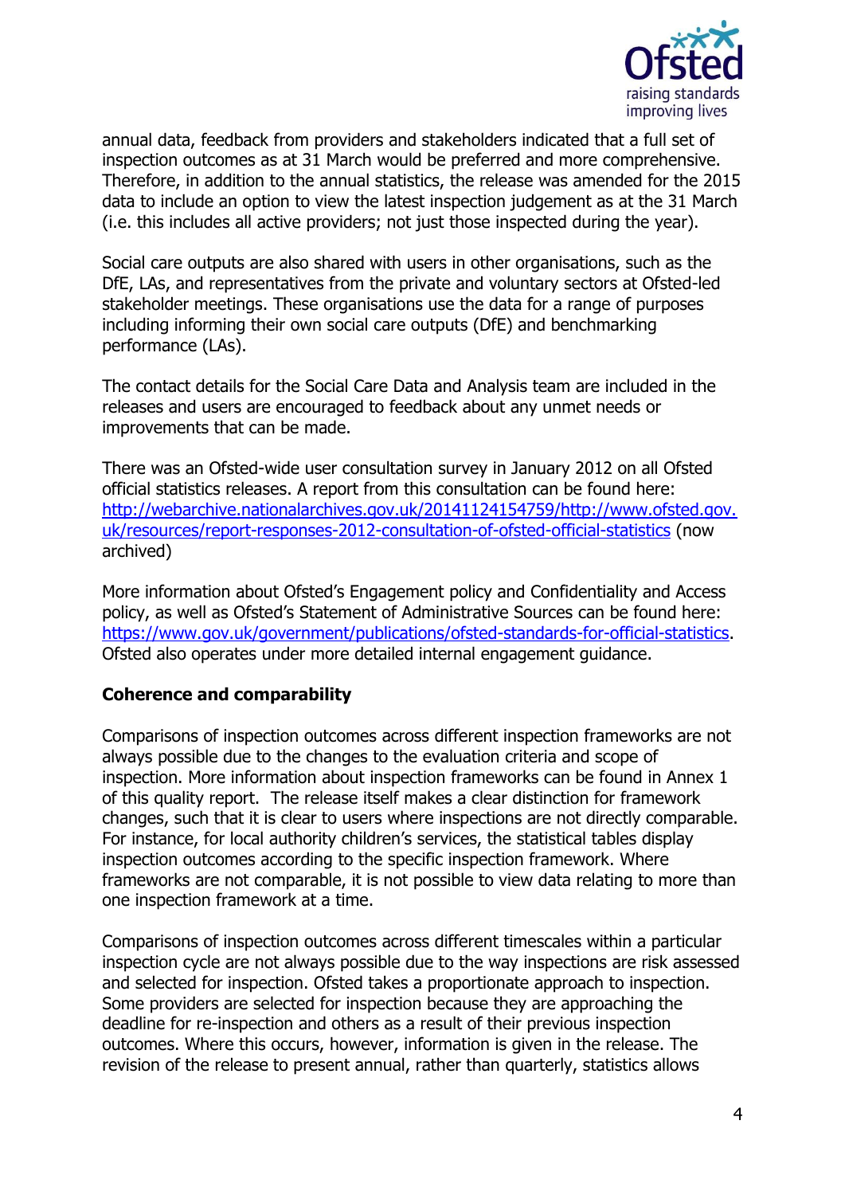annual data, feedback from providers and stakeholders indicated that a full set of inspection outcomes as at 31 March would be preferred and more comprehensive. Therefore, in addition to the annual statistics, the release was amended for the 2015 data to include an option to view the latest inspection judgement as at the 31 March (i.e. this includes all active providers; not just those inspected during the year).

Social care outputs are also shared with users in other organisations, such as the DfE, LAs, and representatives from the private and voluntary sectors at Ofsted-led stakeholder meetings. These organisations use the data for a range of purposes including informing their own social care outputs (DfE) and benchmarking performance (LAs).

The contact details for the Social Care Data and Analysis team are included in the releases and users are encouraged to feedback about any unmet needs or improvements that can be made.

There was an Ofsted-wide user consultation survey in January 2012 on all Ofsted official statistics releases. A report from this consultation can be found here: http://webarchive.nationalarchives.gov.uk/20141124154759/http://www.ofsted.gov.uk/resources/report-responses-2012-consultation-of-ofsted-official-statistics (now archived)

More information about Ofsted's Engagement policy and Confidentiality and Access policy, as well as Ofsted's Statement of Administrative Sources can be found here: https://www.gov.uk/government/publications/ofsted-standards-for-official-statistics. Ofsted also operates under more detailed internal engagement guidance.

**Coherence and comparability**

Comparisons of inspection outcomes across different inspection frameworks are not always possible due to the changes to the evaluation criteria and scope of inspection. More information about inspection frameworks can be found in Annex 1 of this quality report. The release itself makes a clear distinction for framework changes, such that it is clear to users where inspections are not directly comparable. For instance, for local authority children's services, the statistical tables display inspection outcomes according to the specific inspection framework. Where frameworks are not comparable, it is not possible to view data relating to more than one inspection framework at a time.

Comparisons of inspection outcomes across different timescales within a particular inspection cycle are not always possible due to the way inspections are risk assessed and selected for inspection. Ofsted takes a proportionate approach to inspection. Some providers are selected for inspection because they are approaching the deadline for re-inspection and others as a result of their previous inspection outcomes. Where this occurs, however, information is given in the release. The revision of the release to present annual, rather than quarterly, statistics allows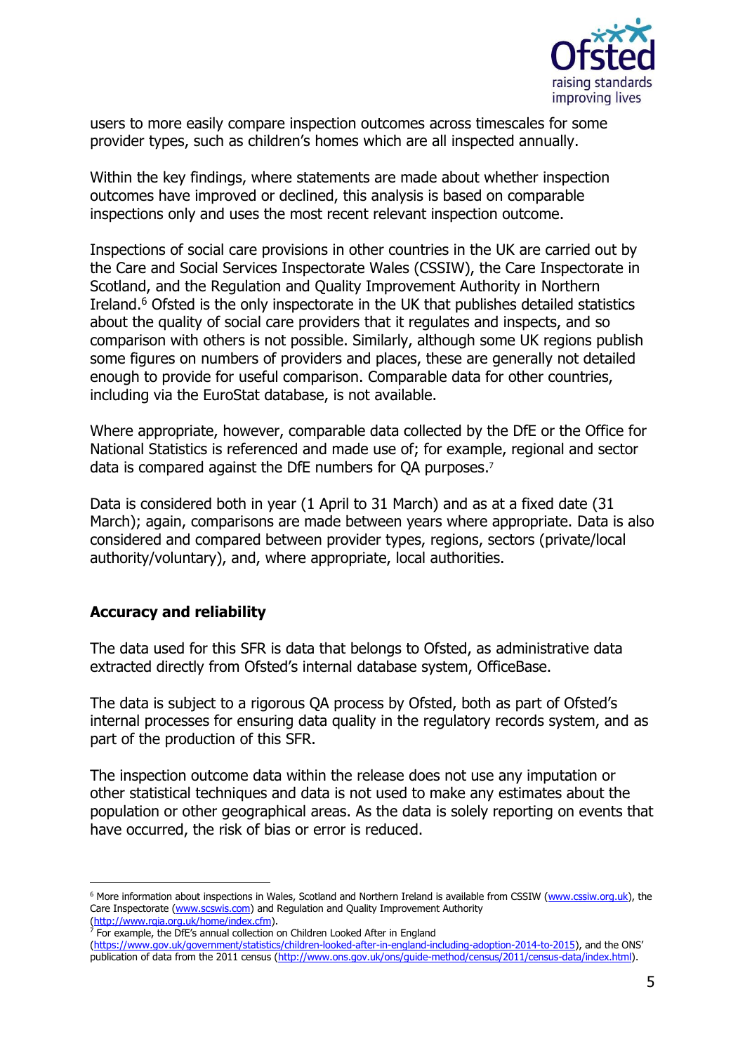users to more easily compare inspection outcomes across timescales for some provider types, such as children's homes which are all inspected annually.

Within the key findings, where statements are made about whether inspection outcomes have improved or declined, this analysis is based on comparable inspections only and uses the most recent relevant inspection outcome.

Inspections of social care provisions in other countries in the UK are carried out by the Care and Social Services Inspectorate Wales (CSSIW), the Care Inspectorate in Scotland, and the Regulation and Quality Improvement Authority in Northern Ireland.[6] Ofsted is the only inspectorate in the UK that publishes detailed statistics about the quality of social care providers that it regulates and inspects, and so comparison with others is not possible. Similarly, although some UK regions publish some figures on numbers of providers and places, these are generally not detailed enough to provide for useful comparison. Comparable data for other countries, including via the EuroStat database, is not available.

Where appropriate, however, comparable data collected by the DfE or the Office for National Statistics is referenced and made use of; for example, regional and sector data is compared against the DfE numbers for QA purposes.[7]

Data is considered both in year (1 April to 31 March) and as at a fixed date (31 March); again, comparisons are made between years where appropriate. Data is also considered and compared between provider types, regions, sectors (private/local authority/voluntary), and, where appropriate, local authorities.

## Accuracy and reliability

The data used for this SFR is data that belongs to Ofsted, as administrative data extracted directly from Ofsted's internal database system, OfficeBase.

The data is subject to a rigorous QA process by Ofsted, both as part of Ofsted's internal processes for ensuring data quality in the regulatory records system, and as part of the production of this SFR.

The inspection outcome data within the release does not use any imputation or other statistical techniques and data is not used to make any estimates about the population or other geographical areas. As the data is solely reporting on events that have occurred, the risk of bias or error is reduced.

---

[6] More information about inspections in Wales, Scotland and Northern Ireland is available from CSSIW (www.cssiw.org.uk), the Care Inspectorate (www.scswis.com) and Regulation and Quality Improvement Authority (http://www.rqia.org.uk/home/index.cfm).

[7] For example, the DfE's annual collection on Children Looked After in England (https://www.gov.uk/government/statistics/children-looked-after-in-england-including-adoption-2014-to-2015), and the ONS' publication of data from the 2011 census (http://www.ons.gov.uk/ons/guide-method/census/2011/census-data/index.html).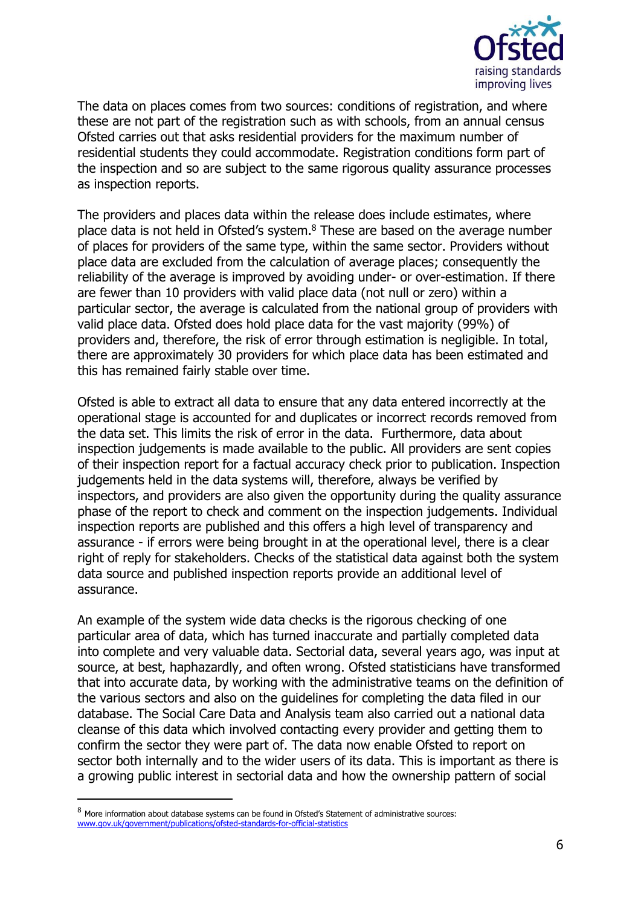The data on places comes from two sources: conditions of registration, and where these are not part of the registration such as with schools, from an annual census Ofsted carries out that asks residential providers for the maximum number of residential students they could accommodate. Registration conditions form part of the inspection and so are subject to the same rigorous quality assurance processes as inspection reports.

The providers and places data within the release does include estimates, where place data is not held in Ofsted's system.[8] These are based on the average number of places for providers of the same type, within the same sector. Providers without place data are excluded from the calculation of average places; consequently the reliability of the average is improved by avoiding under- or over-estimation. If there are fewer than 10 providers with valid place data (not null or zero) within a particular sector, the average is calculated from the national group of providers with valid place data. Ofsted does hold place data for the vast majority (99%) of providers and, therefore, the risk of error through estimation is negligible. In total, there are approximately 30 providers for which place data has been estimated and this has remained fairly stable over time.

Ofsted is able to extract all data to ensure that any data entered incorrectly at the operational stage is accounted for and duplicates or incorrect records removed from the data set. This limits the risk of error in the data. Furthermore, data about inspection judgements is made available to the public. All providers are sent copies of their inspection report for a factual accuracy check prior to publication. Inspection judgements held in the data systems will, therefore, always be verified by inspectors, and providers are also given the opportunity during the quality assurance phase of the report to check and comment on the inspection judgements. Individual inspection reports are published and this offers a high level of transparency and assurance - if errors were being brought in at the operational level, there is a clear right of reply for stakeholders. Checks of the statistical data against both the system data source and published inspection reports provide an additional level of assurance.

An example of the system wide data checks is the rigorous checking of one particular area of data, which has turned inaccurate and partially completed data into complete and very valuable data. Sectorial data, several years ago, was input at source, at best, haphazardly, and often wrong. Ofsted statisticians have transformed that into accurate data, by working with the administrative teams on the definition of the various sectors and also on the guidelines for completing the data filed in our database. The Social Care Data and Analysis team also carried out a national data cleanse of this data which involved contacting every provider and getting them to confirm the sector they were part of. The data now enable Ofsted to report on sector both internally and to the wider users of its data. This is important as there is a growing public interest in sectorial data and how the ownership pattern of social

[8] More information about database systems can be found in Ofsted's Statement of administrative sources: www.gov.uk/government/publications/ofsted-standards-for-official-statistics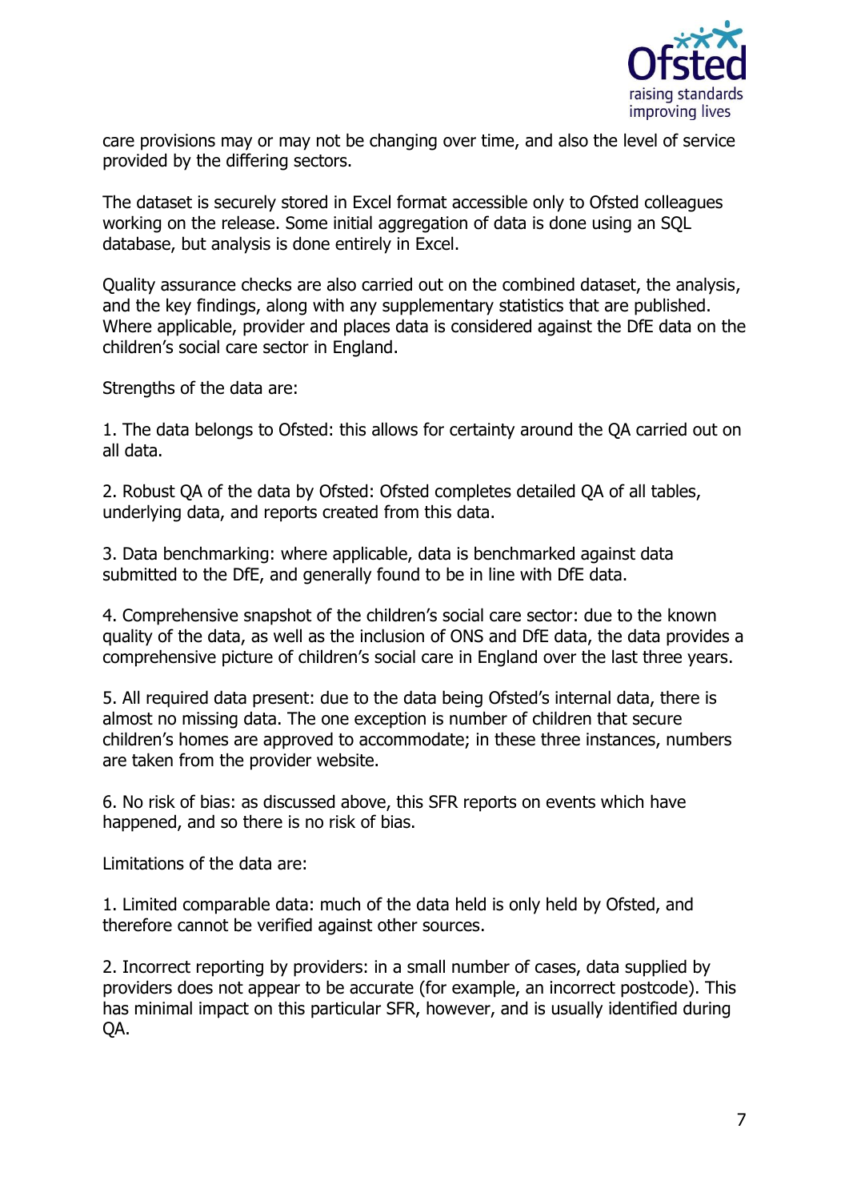care provisions may or may not be changing over time, and also the level of service provided by the differing sectors.

The dataset is securely stored in Excel format accessible only to Ofsted colleagues working on the release. Some initial aggregation of data is done using an SQL database, but analysis is done entirely in Excel.

Quality assurance checks are also carried out on the combined dataset, the analysis, and the key findings, along with any supplementary statistics that are published. Where applicable, provider and places data is considered against the DfE data on the children's social care sector in England.

Strengths of the data are:

1. The data belongs to Ofsted: this allows for certainty around the QA carried out on all data.

2. Robust QA of the data by Ofsted: Ofsted completes detailed QA of all tables, underlying data, and reports created from this data.

3. Data benchmarking: where applicable, data is benchmarked against data submitted to the DfE, and generally found to be in line with DfE data.

4. Comprehensive snapshot of the children's social care sector: due to the known quality of the data, as well as the inclusion of ONS and DfE data, the data provides a comprehensive picture of children's social care in England over the last three years.

5. All required data present: due to the data being Ofsted's internal data, there is almost no missing data. The one exception is number of children that secure children's homes are approved to accommodate; in these three instances, numbers are taken from the provider website.

6. No risk of bias: as discussed above, this SFR reports on events which have happened, and so there is no risk of bias.

Limitations of the data are:

1. Limited comparable data: much of the data held is only held by Ofsted, and therefore cannot be verified against other sources.

2. Incorrect reporting by providers: in a small number of cases, data supplied by providers does not appear to be accurate (for example, an incorrect postcode). This has minimal impact on this particular SFR, however, and is usually identified during QA.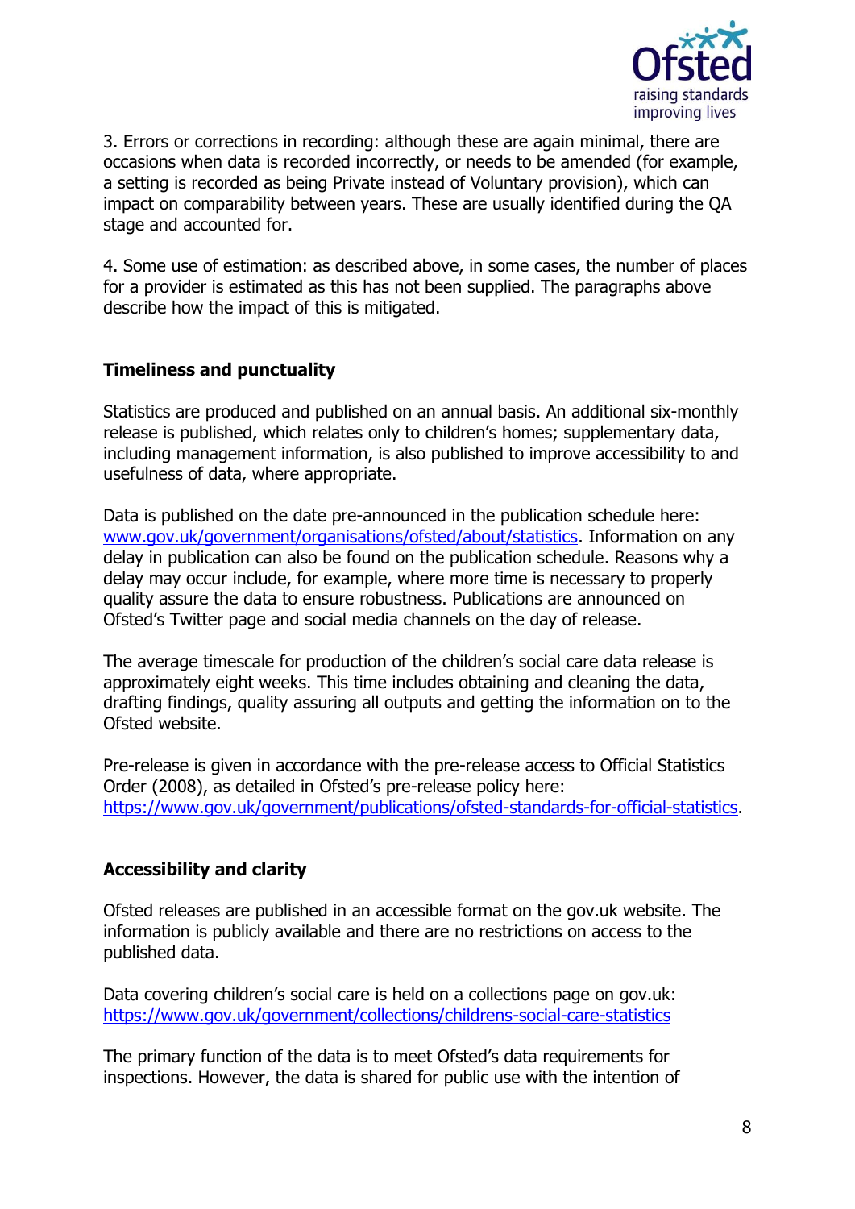3. Errors or corrections in recording: although these are again minimal, there are occasions when data is recorded incorrectly, or needs to be amended (for example, a setting is recorded as being Private instead of Voluntary provision), which can impact on comparability between years. These are usually identified during the QA stage and accounted for.

4. Some use of estimation: as described above, in some cases, the number of places for a provider is estimated as this has not been supplied. The paragraphs above describe how the impact of this is mitigated.

## Timeliness and punctuality

Statistics are produced and published on an annual basis. An additional six-monthly release is published, which relates only to children's homes; supplementary data, including management information, is also published to improve accessibility to and usefulness of data, where appropriate.

Data is published on the date pre-announced in the publication schedule here: [www.gov.uk/government/organisations/ofsted/about/statistics](www.gov.uk/government/organisations/ofsted/about/statistics). Information on any delay in publication can also be found on the publication schedule. Reasons why a delay may occur include, for example, where more time is necessary to properly quality assure the data to ensure robustness. Publications are announced on Ofsted's Twitter page and social media channels on the day of release.

The average timescale for production of the children's social care data release is approximately eight weeks. This time includes obtaining and cleaning the data, drafting findings, quality assuring all outputs and getting the information on to the Ofsted website.

Pre-release is given in accordance with the pre-release access to Official Statistics Order (2008), as detailed in Ofsted's pre-release policy here: [https://www.gov.uk/government/publications/ofsted-standards-for-official-statistics](https://www.gov.uk/government/publications/ofsted-standards-for-official-statistics).

## Accessibility and clarity

Ofsted releases are published in an accessible format on the gov.uk website. The information is publicly available and there are no restrictions on access to the published data.

Data covering children's social care is held on a collections page on gov.uk: [https://www.gov.uk/government/collections/childrens-social-care-statistics](https://www.gov.uk/government/collections/childrens-social-care-statistics)

The primary function of the data is to meet Ofsted's data requirements for inspections. However, the data is shared for public use with the intention of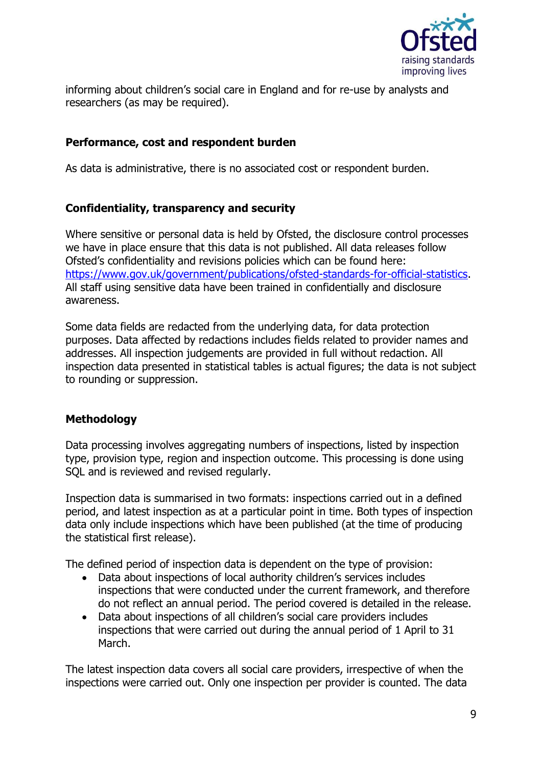informing about children's social care in England and for re-use by analysts and researchers (as may be required).

## Performance, cost and respondent burden

As data is administrative, there is no associated cost or respondent burden.

## Confidentiality, transparency and security

Where sensitive or personal data is held by Ofsted, the disclosure control processes we have in place ensure that this data is not published. All data releases follow Ofsted's confidentiality and revisions policies which can be found here: https://www.gov.uk/government/publications/ofsted-standards-for-official-statistics. All staff using sensitive data have been trained in confidentially and disclosure awareness.

Some data fields are redacted from the underlying data, for data protection purposes. Data affected by redactions includes fields related to provider names and addresses. All inspection judgements are provided in full without redaction. All inspection data presented in statistical tables is actual figures; the data is not subject to rounding or suppression.

## Methodology

Data processing involves aggregating numbers of inspections, listed by inspection type, provision type, region and inspection outcome. This processing is done using SQL and is reviewed and revised regularly.

Inspection data is summarised in two formats: inspections carried out in a defined period, and latest inspection as at a particular point in time. Both types of inspection data only include inspections which have been published (at the time of producing the statistical first release).

The defined period of inspection data is dependent on the type of provision:

- Data about inspections of local authority children's services includes inspections that were conducted under the current framework, and therefore do not reflect an annual period. The period covered is detailed in the release.
- Data about inspections of all children's social care providers includes inspections that were carried out during the annual period of 1 April to 31 March.

The latest inspection data covers all social care providers, irrespective of when the inspections were carried out. Only one inspection per provider is counted. The data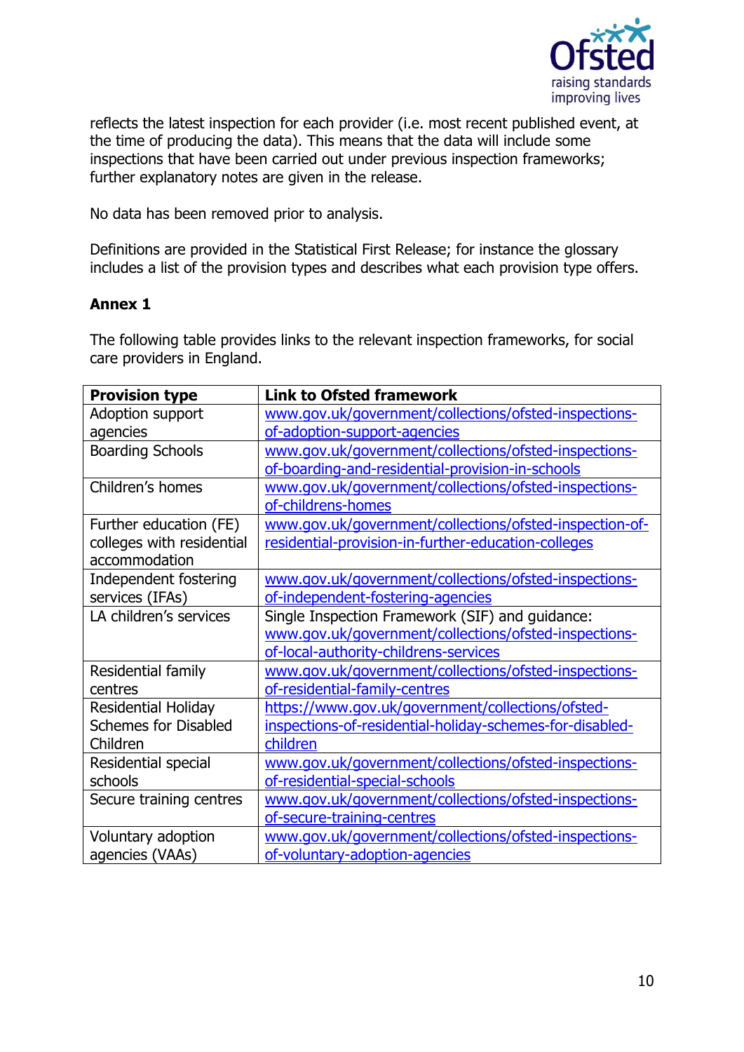reflects the latest inspection for each provider (i.e. most recent published event, at the time of producing the data). This means that the data will include some inspections that have been carried out under previous inspection frameworks; further explanatory notes are given in the release.

No data has been removed prior to analysis.

Definitions are provided in the Statistical First Release; for instance the glossary includes a list of the provision types and describes what each provision type offers.

## Annex 1

The following table provides links to the relevant inspection frameworks, for social care providers in England.

| Provision type | Link to Ofsted framework |
|---|---|
| Adoption support agencies | www.gov.uk/government/collections/ofsted-inspections-of-adoption-support-agencies |
| Boarding Schools | www.gov.uk/government/collections/ofsted-inspections-of-boarding-and-residential-provision-in-schools |
| Children's homes | www.gov.uk/government/collections/ofsted-inspections-of-childrens-homes |
| Further education (FE) colleges with residential accommodation | www.gov.uk/government/collections/ofsted-inspection-of-residential-provision-in-further-education-colleges |
| Independent fostering services (IFAs) | www.gov.uk/government/collections/ofsted-inspections-of-independent-fostering-agencies |
| LA children's services | Single Inspection Framework (SIF) and guidance: www.gov.uk/government/collections/ofsted-inspections-of-local-authority-childrens-services |
| Residential family centres | www.gov.uk/government/collections/ofsted-inspections-of-residential-family-centres |
| Residential Holiday Schemes for Disabled Children | https://www.gov.uk/government/collections/ofsted-inspections-of-residential-holiday-schemes-for-disabled-children |
| Residential special schools | www.gov.uk/government/collections/ofsted-inspections-of-residential-special-schools |
| Secure training centres | www.gov.uk/government/collections/ofsted-inspections-of-secure-training-centres |
| Voluntary adoption agencies (VAAs) | www.gov.uk/government/collections/ofsted-inspections-of-voluntary-adoption-agencies |